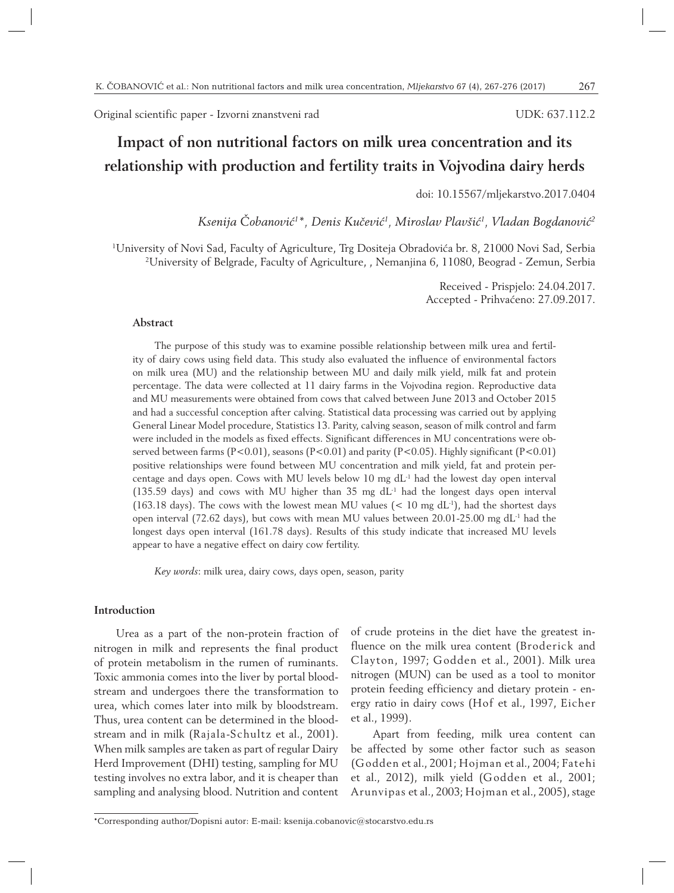Original scientific paper - Izvorni znanstveni rad

UDK: 637.112.2

# Impact of non nutritional factors on milk urea concentration and its relationship with production and fertility traits in Vojvodina dairy herds

doi: 10.15567/mljekarstvo.2017.0404

*Ksenija Čobanović[1]\*, Denis Kučević[1], Miroslav Plavšić[1], Vladan Bogdanović[2]*

[1]University of Novi Sad, Faculty of Agriculture, Trg Dositeja Obradovića br. 8, 21000 Novi Sad, Serbia
[2]University of Belgrade, Faculty of Agriculture, , Nemanjina 6, 11080, Beograd - Zemun, Serbia

Received - Prispjelo: 24.04.2017.
Accepted - Prihvaćeno: 27.09.2017.

## Abstract

The purpose of this study was to examine possible relationship between milk urea and fertility of dairy cows using field data. This study also evaluated the influence of environmental factors on milk urea (MU) and the relationship between MU and daily milk yield, milk fat and protein percentage. The data were collected at 11 dairy farms in the Vojvodina region. Reproductive data and MU measurements were obtained from cows that calved between June 2013 and October 2015 and had a successful conception after calving. Statistical data processing was carried out by applying General Linear Model procedure, Statistics 13. Parity, calving season, season of milk control and farm were included in the models as fixed effects. Significant differences in MU concentrations were observed between farms ($P<0.01$), seasons ($P<0.01$) and parity ($P<0.05$). Highly significant ($P<0.01$) positive relationships were found between MU concentration and milk yield, fat and protein percentage and days open. Cows with MU levels below 10 mg $dL^{-1}$ had the lowest day open interval (135.59 days) and cows with MU higher than 35 mg $dL^{-1}$ had the longest days open interval (163.18 days). The cows with the lowest mean MU values (< 10 mg $dL^{-1}$), had the shortest days open interval (72.62 days), but cows with mean MU values between 20.01-25.00 mg $dL^{-1}$ had the longest days open interval (161.78 days). Results of this study indicate that increased MU levels appear to have a negative effect on dairy cow fertility.

*Key words*: milk urea, dairy cows, days open, season, parity

## Introduction

Urea as a part of the non-protein fraction of nitrogen in milk and represents the final product of protein metabolism in the rumen of ruminants. Toxic ammonia comes into the liver by portal bloodstream and undergoes there the transformation to urea, which comes later into milk by bloodstream. Thus, urea content can be determined in the bloodstream and in milk (Rajala-Schultz et al., 2001). When milk samples are taken as part of regular Dairy Herd Improvement (DHI) testing, sampling for MU testing involves no extra labor, and it is cheaper than sampling and analysing blood. Nutrition and content of crude proteins in the diet have the greatest influence on the milk urea content (Broderick and Clayton, 1997; Godden et al., 2001). Milk urea nitrogen (MUN) can be used as a tool to monitor protein feeding efficiency and dietary protein - energy ratio in dairy cows (Hof et al., 1997, Eicher et al., 1999).

Apart from feeding, milk urea content can be affected by some other factor such as season (Godden et al., 2001; Hojman et al., 2004; Fatehi et al., 2012), milk yield (Godden et al., 2001; Arunvipas et al., 2003; Hojman et al., 2005), stage

\*Corresponding author/Dopisni autor: E-mail: ksenija.cobanovic@stocarstvo.edu.rs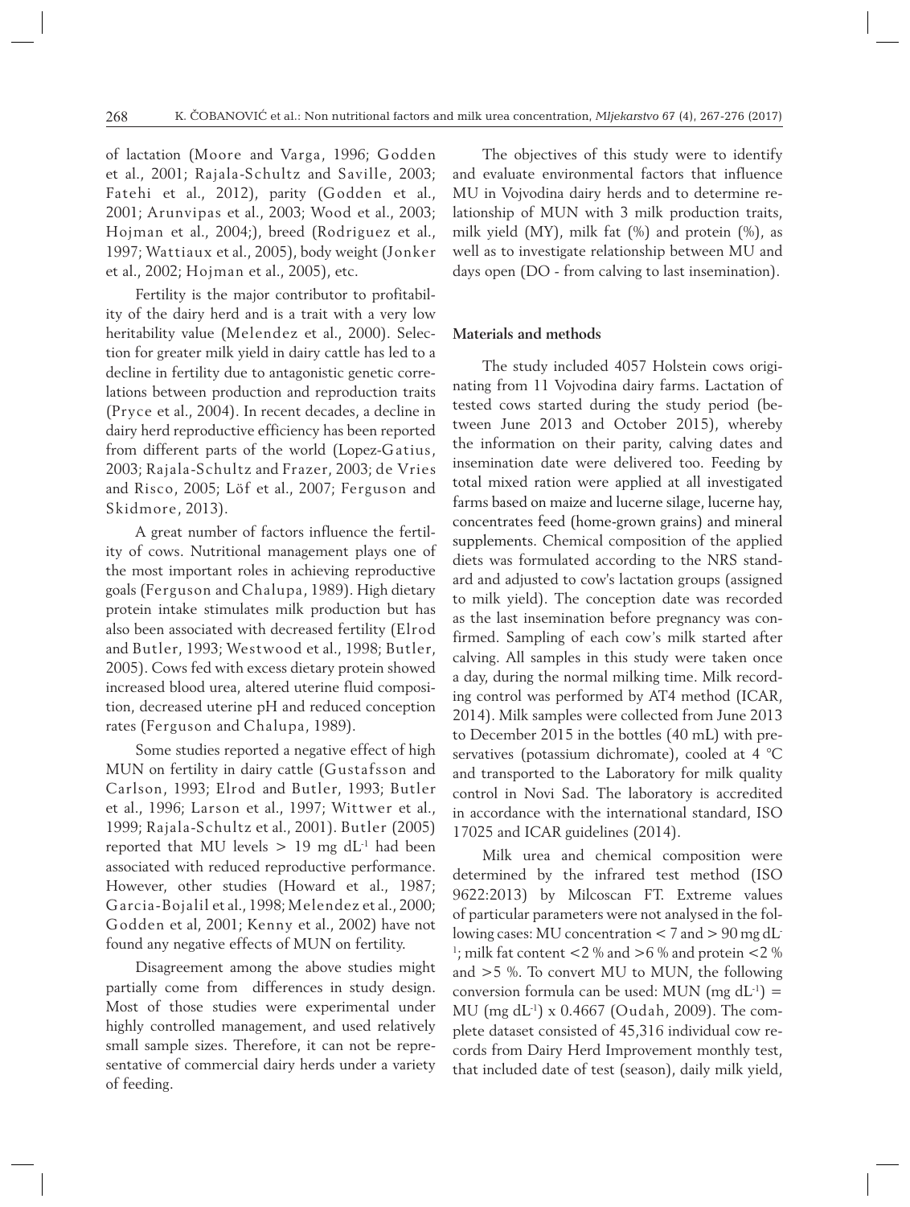of lactation (Moore and Varga, 1996; Godden et al., 2001; Rajala-Schultz and Saville, 2003; Fatehi et al., 2012), parity (Godden et al., 2001; Arunvipas et al., 2003; Wood et al., 2003; Hojman et al., 2004;), breed (Rodriguez et al., 1997; Wattiaux et al., 2005), body weight (Jonker et al., 2002; Hojman et al., 2005), etc.

Fertility is the major contributor to profitability of the dairy herd and is a trait with a very low heritability value (Melendez et al., 2000). Selection for greater milk yield in dairy cattle has led to a decline in fertility due to antagonistic genetic correlations between production and reproduction traits (Pryce et al., 2004). In recent decades, a decline in dairy herd reproductive efficiency has been reported from different parts of the world (Lopez-Gatius, 2003; Rajala-Schultz and Frazer, 2003; de Vries and Risco, 2005; Löf et al., 2007; Ferguson and Skidmore, 2013).

A great number of factors influence the fertility of cows. Nutritional management plays one of the most important roles in achieving reproductive goals (Ferguson and Chalupa, 1989). High dietary protein intake stimulates milk production but has also been associated with decreased fertility (Elrod and Butler, 1993; Westwood et al., 1998; Butler, 2005). Cows fed with excess dietary protein showed increased blood urea, altered uterine fluid composition, decreased uterine pH and reduced conception rates (Ferguson and Chalupa, 1989).

Some studies reported a negative effect of high MUN on fertility in dairy cattle (Gustafsson and Carlson, 1993; Elrod and Butler, 1993; Butler et al., 1996; Larson et al., 1997; Wittwer et al., 1999; Rajala-Schultz et al., 2001). Butler (2005) reported that MU levels > 19 mg $dL^{-1}$ had been associated with reduced reproductive performance. However, other studies (Howard et al., 1987; Garcia-Bojalil et al., 1998; Melendez et al., 2000; Godden et al, 2001; Kenny et al., 2002) have not found any negative effects of MUN on fertility.

Disagreement among the above studies might partially come from differences in study design. Most of those studies were experimental under highly controlled management, and used relatively small sample sizes. Therefore, it can not be representative of commercial dairy herds under a variety of feeding.

The objectives of this study were to identify and evaluate environmental factors that influence MU in Vojvodina dairy herds and to determine relationship of MUN with 3 milk production traits, milk yield (MY), milk fat (%) and protein (%), as well as to investigate relationship between MU and days open (DO - from calving to last insemination).

## Materials and methods

The study included 4057 Holstein cows originating from 11 Vojvodina dairy farms. Lactation of tested cows started during the study period (between June 2013 and October 2015), whereby the information on their parity, calving dates and insemination date were delivered too. Feeding by total mixed ration were applied at all investigated farms based on maize and lucerne silage, lucerne hay, concentrates feed (home-grown grains) and mineral supplements. Chemical composition of the applied diets was formulated according to the NRS standard and adjusted to cow's lactation groups (assigned to milk yield). The conception date was recorded as the last insemination before pregnancy was confirmed. Sampling of each cow's milk started after calving. All samples in this study were taken once a day, during the normal milking time. Milk recording control was performed by AT4 method (ICAR, 2014). Milk samples were collected from June 2013 to December 2015 in the bottles (40 mL) with preservatives (potassium dichromate), cooled at 4 °C and transported to the Laboratory for milk quality control in Novi Sad. The laboratory is accredited in accordance with the international standard, ISO 17025 and ICAR guidelines (2014).

Milk urea and chemical composition were determined by the infrared test method (ISO 9622:2013) by Milcoscan FT. Extreme values of particular parameters were not analysed in the following cases: MU concentration < 7 and > 90 mg $dL^{-1}$; milk fat content <2 % and >6 % and protein <2 % and >5 %. To convert MU to MUN, the following conversion formula can be used: MUN (mg $dL^{-1}$) = MU (mg $dL^{-1}$) x 0.4667 (Oudah, 2009). The complete dataset consisted of 45,316 individual cow records from Dairy Herd Improvement monthly test, that included date of test (season), daily milk yield,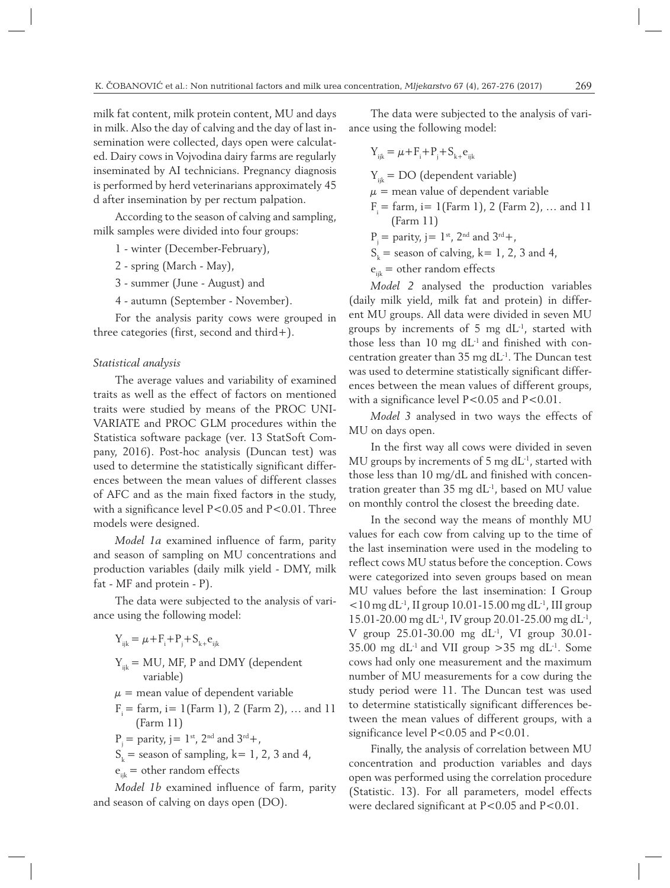milk fat content, milk protein content, MU and days in milk. Also the day of calving and the day of last insemination were collected, days open were calculated. Dairy cows in Vojvodina dairy farms are regularly inseminated by AI technicians. Pregnancy diagnosis is performed by herd veterinarians approximately 45 d after insemination by per rectum palpation.

According to the season of calving and sampling, milk samples were divided into four groups:

1 - winter (December-February),

2 - spring (March - May),

3 - summer (June - August) and

4 - autumn (September - November).

For the analysis parity cows were grouped in three categories (first, second and third+).

*Statistical analysis*

The average values and variability of examined traits as well as the effect of factors on mentioned traits were studied by means of the PROC UNIVARIATE and PROC GLM procedures within the Statistica software package (ver. 13 StatSoft Company, 2016). Post-hoc analysis (Duncan test) was used to determine the statistically significant differences between the mean values of different classes of AFC and as the main fixed factors in the study, with a significance level P<0.05 and P<0.01. Three models were designed.

*Model 1a* examined influence of farm, parity and season of sampling on MU concentrations and production variables (daily milk yield - DMY, milk fat - MF and protein - P).

The data were subjected to the analysis of variance using the following model:

$$Y_{ijk} = \mu + F_i + P_j + S_k + e_{ijk}$$

$Y_{ijk}$ = MU, MF, P and DMY (dependent variable)

$\mu$ = mean value of dependent variable

$F_i$ = farm, i= 1(Farm 1), 2 (Farm 2), … and 11 (Farm 11)

$P_j$ = parity, j= $1^{st}$, $2^{nd}$ and $3^{rd}$+,

$S_k$ = season of sampling, k= 1, 2, 3 and 4,

$e_{ijk}$ = other random effects

*Model 1b* examined influence of farm, parity and season of calving on days open (DO).

The data were subjected to the analysis of variance using the following model:

$$Y_{ijk} = \mu + F_i + P_j + S_k + e_{ijk}$$

$Y_{ijk}$ = DO (dependent variable)

$\mu$ = mean value of dependent variable

$F_i$ = farm, i= 1(Farm 1), 2 (Farm 2), … and 11 (Farm 11)

$P_j$ = parity, j= $1^{st}$, $2^{nd}$ and $3^{rd}$+,

$S_k$ = season of calving, k= 1, 2, 3 and 4,

$e_{ijk}$ = other random effects

*Model 2* analysed the production variables (daily milk yield, milk fat and protein) in different MU groups. All data were divided in seven MU groups by increments of 5 mg $dL^{-1}$, started with those less than 10 mg $dL^{-1}$ and finished with concentration greater than 35 mg $dL^{-1}$. The Duncan test was used to determine statistically significant differences between the mean values of different groups, with a significance level P<0.05 and P<0.01.

*Model 3* analysed in two ways the effects of MU on days open.

In the first way all cows were divided in seven MU groups by increments of 5 mg $dL^{-1}$, started with those less than 10 mg/dL and finished with concentration greater than 35 mg $dL^{-1}$, based on MU value on monthly control the closest the breeding date.

In the second way the means of monthly MU values for each cow from calving up to the time of the last insemination were used in the modeling to reflect cows MU status before the conception. Cows were categorized into seven groups based on mean MU values before the last insemination: I Group <10 mg $dL^{-1}$, II group 10.01-15.00 mg $dL^{-1}$, III group 15.01-20.00 mg $dL^{-1}$, IV group 20.01-25.00 mg $dL^{-1}$, V group 25.01-30.00 mg $dL^{-1}$, VI group 30.01-35.00 mg $dL^{-1}$ and VII group >35 mg $dL^{-1}$. Some cows had only one measurement and the maximum number of MU measurements for a cow during the study period were 11. The Duncan test was used to determine statistically significant differences between the mean values of different groups, with a significance level P<0.05 and P<0.01.

Finally, the analysis of correlation between MU concentration and production variables and days open was performed using the correlation procedure (Statistic. 13). For all parameters, model effects were declared significant at P<0.05 and P<0.01.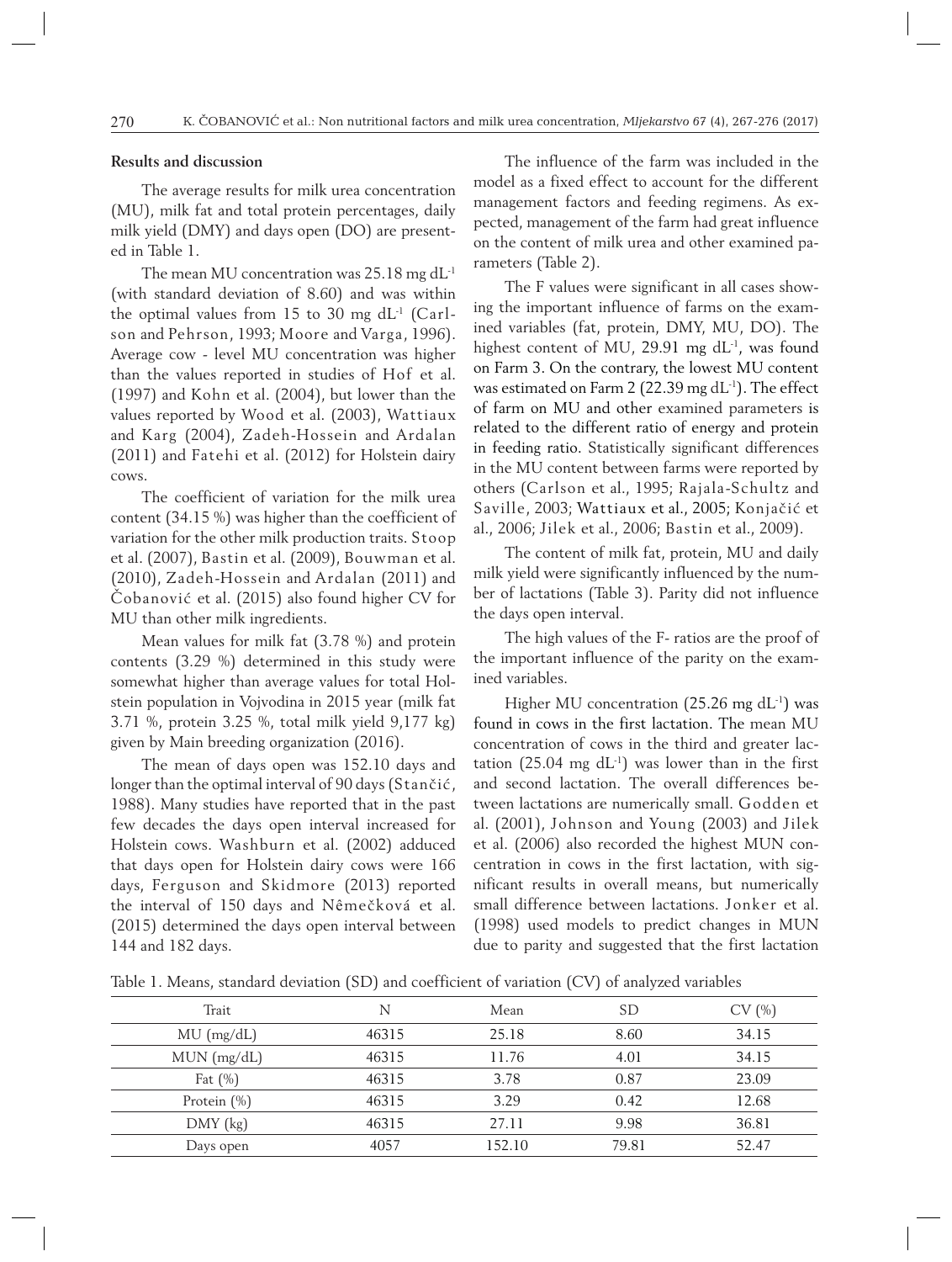**Results and discussion**

The average results for milk urea concentration (MU), milk fat and total protein percentages, daily milk yield (DMY) and days open (DO) are presented in Table 1.

The mean MU concentration was 25.18 mg $dL^{-1}$ (with standard deviation of 8.60) and was within the optimal values from 15 to 30 mg $dL^{-1}$ (Carlson and Pehrson, 1993; Moore and Varga, 1996). Average cow - level MU concentration was higher than the values reported in studies of Hof et al. (1997) and Kohn et al. (2004), but lower than the values reported by Wood et al. (2003), Wattiaux and Karg (2004), Zadeh-Hossein and Ardalan (2011) and Fatehi et al. (2012) for Holstein dairy cows.

The coefficient of variation for the milk urea content (34.15 %) was higher than the coefficient of variation for the other milk production traits. Stoop et al. (2007), Bastin et al. (2009), Bouwman et al. (2010), Zadeh-Hossein and Ardalan (2011) and Čobanović et al. (2015) also found higher CV for MU than other milk ingredients.

Mean values for milk fat (3.78 %) and protein contents (3.29 %) determined in this study were somewhat higher than average values for total Holstein population in Vojvodina in 2015 year (milk fat 3.71 %, protein 3.25 %, total milk yield 9,177 kg) given by Main breeding organization (2016).

The mean of days open was 152.10 days and longer than the optimal interval of 90 days (Stančić, 1988). Many studies have reported that in the past few decades the days open interval increased for Holstein cows. Washburn et al. (2002) adduced that days open for Holstein dairy cows were 166 days, Ferguson and Skidmore (2013) reported the interval of 150 days and Nêmečková et al. (2015) determined the days open interval between 144 and 182 days.

The influence of the farm was included in the model as a fixed effect to account for the different management factors and feeding regimens. As expected, management of the farm had great influence on the content of milk urea and other examined parameters (Table 2).

The F values were significant in all cases showing the important influence of farms on the examined variables (fat, protein, DMY, MU, DO). The highest content of MU, 29.91 mg $dL^{-1}$, was found on Farm 3. On the contrary, the lowest MU content was estimated on Farm 2 (22.39 mg $dL^{-1}$). The effect of farm on MU and other examined parameters is related to the different ratio of energy and protein in feeding ratio. Statistically significant differences in the MU content between farms were reported by others (Carlson et al., 1995; Rajala-Schultz and Saville, 2003; Wattiaux et al., 2005; Konjačić et al., 2006; Jilek et al., 2006; Bastin et al., 2009).

The content of milk fat, protein, MU and daily milk yield were significantly influenced by the number of lactations (Table 3). Parity did not influence the days open interval.

The high values of the F- ratios are the proof of the important influence of the parity on the examined variables.

Higher MU concentration (25.26 mg $dL^{-1}$) was found in cows in the first lactation. The mean MU concentration of cows in the third and greater lactation (25.04 mg $dL^{-1}$) was lower than in the first and second lactation. The overall differences between lactations are numerically small. Godden et al. (2001), Johnson and Young (2003) and Jilek et al. (2006) also recorded the highest MUN concentration in cows in the first lactation, with significant results in overall means, but numerically small difference between lactations. Jonker et al. (1998) used models to predict changes in MUN due to parity and suggested that the first lactation

Table 1. Means, standard deviation (SD) and coefficient of variation (CV) of analyzed variables

| Trait | N | Mean | SD | CV (%) |
|---|---|---|---|---|
| MU (mg/dL) | 46315 | 25.18 | 8.60 | 34.15 |
| MUN (mg/dL) | 46315 | 11.76 | 4.01 | 34.15 |
| Fat (%) | 46315 | 3.78 | 0.87 | 23.09 |
| Protein (%) | 46315 | 3.29 | 0.42 | 12.68 |
| DMY (kg) | 46315 | 27.11 | 9.98 | 36.81 |
| Days open | 4057 | 152.10 | 79.81 | 52.47 |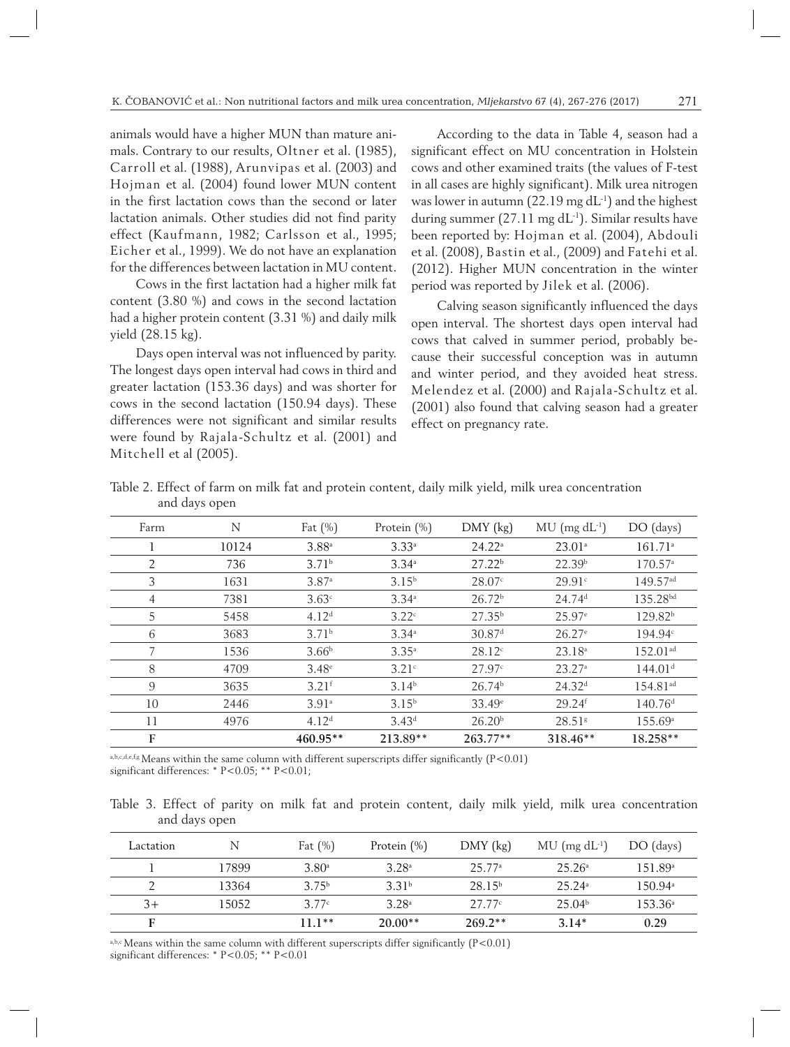animals would have a higher MUN than mature animals. Contrary to our results, Oltner et al. (1985), Carroll et al. (1988), Arunvipas et al. (2003) and Hojman et al. (2004) found lower MUN content in the first lactation cows than the second or later lactation animals. Other studies did not find parity effect (Kaufmann, 1982; Carlsson et al., 1995; Eicher et al., 1999). We do not have an explanation for the differences between lactation in MU content.

Cows in the first lactation had a higher milk fat content (3.80 %) and cows in the second lactation had a higher protein content (3.31 %) and daily milk yield (28.15 kg).

Days open interval was not influenced by parity. The longest days open interval had cows in third and greater lactation (153.36 days) and was shorter for cows in the second lactation (150.94 days). These differences were not significant and similar results were found by Rajala-Schultz et al. (2001) and Mitchell et al (2005).

According to the data in Table 4, season had a significant effect on MU concentration in Holstein cows and other examined traits (the values of F-test in all cases are highly significant). Milk urea nitrogen was lower in autumn (22.19 mg $dL^{-1}$) and the highest during summer (27.11 mg $dL^{-1}$). Similar results have been reported by: Hojman et al. (2004), Abdouli et al. (2008), Bastin et al., (2009) and Fatehi et al. (2012). Higher MUN concentration in the winter period was reported by Jilek et al. (2006).

Calving season significantly influenced the days open interval. The shortest days open interval had cows that calved in summer period, probably because their successful conception was in autumn and winter period, and they avoided heat stress. Melendez et al. (2000) and Rajala-Schultz et al. (2001) also found that calving season had a greater effect on pregnancy rate.

Table 2. Effect of farm on milk fat and protein content, daily milk yield, milk urea concentration and days open

| Farm | N | Fat (%) | Protein (%) | DMY (kg) | MU (mg $dL^{-1}$) | DO (days) |
|---|---|---|---|---|---|---|
| 1 | 10124 | 3.88[a] | 3.33[a] | 24.22[a] | 23.01[a] | 161.71[a] |
| 2 | 736 | 3.71[b] | 3.34[a] | 27.22[b] | 22.39[b] | 170.57[a] |
| 3 | 1631 | 3.87[a] | 3.15[b] | 28.07[c] | 29.91[c] | 149.57[ad] |
| 4 | 7381 | 3.63[c] | 3.34[a] | 26.72[b] | 24.74[d] | 135.28[bd] |
| 5 | 5458 | 4.12[d] | 3.22[c] | 27.35[b] | 25.97[e] | 129.82[b] |
| 6 | 3683 | 3.71[b] | 3.34[a] | 30.87[d] | 26.27[e] | 194.94[c] |
| 7 | 1536 | 3.66[b] | 3.35[a] | 28.12[c] | 23.18[a] | 152.01[ad] |
| 8 | 4709 | 3.48[e] | 3.21[c] | 27.97[c] | 23.27[a] | 144.01[d] |
| 9 | 3635 | 3.21[f] | 3.14[b] | 26.74[b] | 24.32[d] | 154.81[ad] |
| 10 | 2446 | 3.91[a] | 3.15[b] | 33.49[e] | 29.24[f] | 140.76[d] |
| 11 | 4976 | 4.12[d] | 3.43[d] | 26.20[b] | 28.51[g] | 155.69[a] |
| **F** | | **460.95\*\*** | **213.89\*\*** | **263.77\*\*** | **318.46\*\*** | **18.258\*\*** |

[a,b,c,d,e,f,g] Means within the same column with different superscripts differ significantly ($P<0.01$)
significant differences: * $P<0.05$; ** $P<0.01$;

Table 3. Effect of parity on milk fat and protein content, daily milk yield, milk urea concentration and days open

| Lactation | N | Fat (%) | Protein (%) | DMY (kg) | MU (mg $dL^{-1}$) | DO (days) |
|---|---|---|---|---|---|---|
| 1 | 17899 | 3.80[a] | 3.28[a] | 25.77[a] | 25.26[a] | 151.89[a] |
| 2 | 13364 | 3.75[b] | 3.31[b] | 28.15[b] | 25.24[a] | 150.94[a] |
| 3+ | 15052 | 3.77[c] | 3.28[a] | 27.77[c] | 25.04[b] | 153.36[a] |
| **F** | | **11.1\*\*** | **20.00\*\*** | **269.2\*\*** | **3.14\*** | **0.29** |

[a,b,c] Means within the same column with different superscripts differ significantly ($P<0.01$)
significant differences: * $P<0.05$; ** $P<0.01$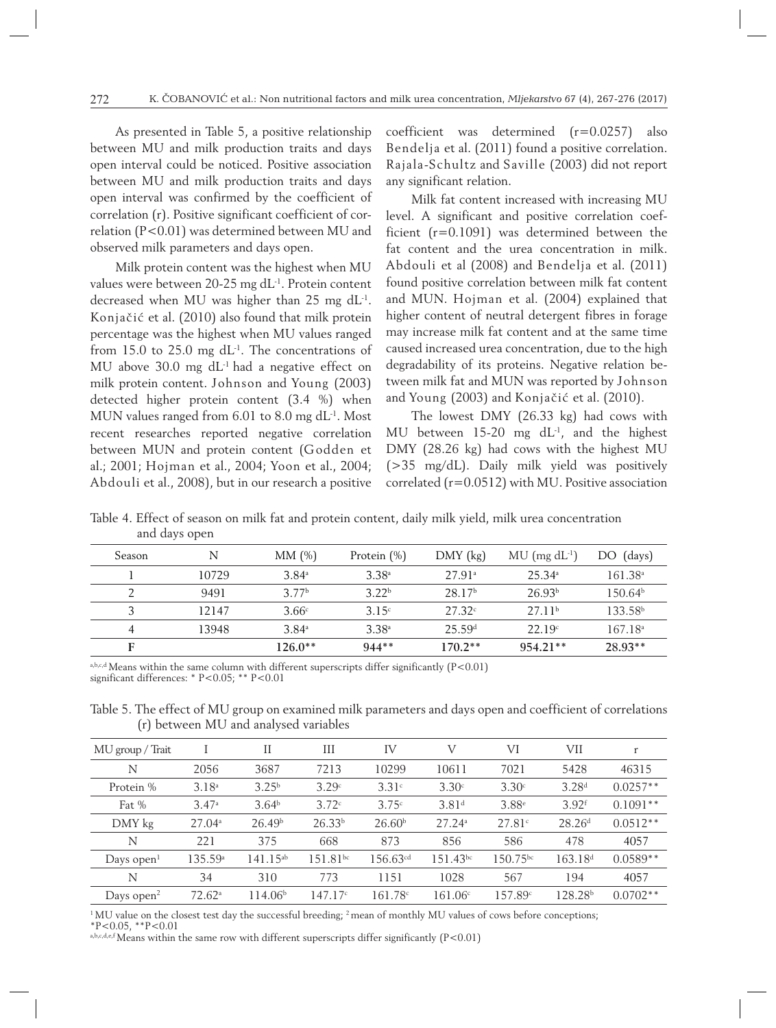As presented in Table 5, a positive relationship between MU and milk production traits and days open interval could be noticed. Positive association between MU and milk production traits and days open interval was confirmed by the coefficient of correlation (r). Positive significant coefficient of correlation ($P<0.01$) was determined between MU and observed milk parameters and days open.

Milk protein content was the highest when MU values were between 20-25 mg $dL^{-1}$. Protein content decreased when MU was higher than 25 mg $dL^{-1}$. Konjačić et al. (2010) also found that milk protein percentage was the highest when MU values ranged from 15.0 to 25.0 mg $dL^{-1}$. The concentrations of MU above 30.0 mg $dL^{-1}$ had a negative effect on milk protein content. Johnson and Young (2003) detected higher protein content (3.4 %) when MUN values ranged from 6.01 to 8.0 mg $dL^{-1}$. Most recent researches reported negative correlation between MUN and protein content (Godden et al.; 2001; Hojman et al., 2004; Yoon et al., 2004; Abdouli et al., 2008), but in our research a positive coefficient was determined ($r=0.0257$) also Bendelja et al. (2011) found a positive correlation. Rajala-Schultz and Saville (2003) did not report any significant relation.

Milk fat content increased with increasing MU level. A significant and positive correlation coefficient ($r=0.1091$) was determined between the fat content and the urea concentration in milk. Abdouli et al (2008) and Bendelja et al. (2011) found positive correlation between milk fat content and MUN. Hojman et al. (2004) explained that higher content of neutral detergent fibres in forage may increase milk fat content and at the same time caused increased urea concentration, due to the high degradability of its proteins. Negative relation between milk fat and MUN was reported by Johnson and Young (2003) and Konjačić et al. (2010).

The lowest DMY (26.33 kg) had cows with MU between 15-20 mg $dL^{-1}$, and the highest DMY (28.26 kg) had cows with the highest MU (>35 mg/dL). Daily milk yield was positively correlated ($r=0.0512$) with MU. Positive association

Table 4. Effect of season on milk fat and protein content, daily milk yield, milk urea concentration and days open

| Season | N | MM (%) | Protein (%) | DMY (kg) | MU (mg $dL^{-1}$) | DO (days) |
|---|---|---|---|---|---|---|
| 1 | 10729 | 3.84[a] | 3.38[a] | 27.91[a] | 25.34[a] | 161.38[a] |
| 2 | 9491 | 3.77[b] | 3.22[b] | 28.17[b] | 26.93[b] | 150.64[b] |
| 3 | 12147 | 3.66[c] | 3.15[c] | 27.32[c] | 27.11[b] | 133.58[b] |
| 4 | 13948 | 3.84[a] | 3.38[a] | 25.59[d] | 22.19[c] | 167.18[a] |
| **F** | | **126.0**** | **944**** | **170.2**** | **954.21**** | **28.93**** |

[a,b,c,d] Means within the same column with different superscripts differ significantly ($P<0.01$)
significant differences: * $P<0.05$; ** $P<0.01$

Table 5. The effect of MU group on examined milk parameters and days open and coefficient of correlations (r) between MU and analysed variables

| MU group / Trait | I | II | III | IV | V | VI | VII | r |
|---|---|---|---|---|---|---|---|---|
| N | 2056 | 3687 | 7213 | 10299 | 10611 | 7021 | 5428 | 46315 |
| Protein % | 3.18[a] | 3.25[b] | 3.29[c] | 3.31[c] | 3.30[c] | 3.30[c] | 3.28[d] | 0.0257** |
| Fat % | 3.47[a] | 3.64[b] | 3.72[c] | 3.75[c] | 3.81[d] | 3.88[e] | 3.92[f] | 0.1091** |
| DMY kg | 27.04[a] | 26.49[b] | 26.33[b] | 26.60[b] | 27.24[a] | 27.81[c] | 28.26[d] | 0.0512** |
| N | 221 | 375 | 668 | 873 | 856 | 586 | 478 | 4057 |
| Days open[1] | 135.59[a] | 141.15[ab] | 151.81[bc] | 156.63[cd] | 151.43[bc] | 150.75[bc] | 163.18[d] | 0.0589** |
| N | 34 | 310 | 773 | 1151 | 1028 | 567 | 194 | 4057 |
| Days open[2] | 72.62[a] | 114.06[b] | 147.17[c] | 161.78[c] | 161.06[c] | 157.89[c] | 128.28[b] | 0.0702** |

[1] MU value on the closest test day the successful breeding; [2] mean of monthly MU values of cows before conceptions;
*$P<0.05$, **$P<0.01$
[a,b,c,d,e,f] Means within the same row with different superscripts differ significantly ($P<0.01$)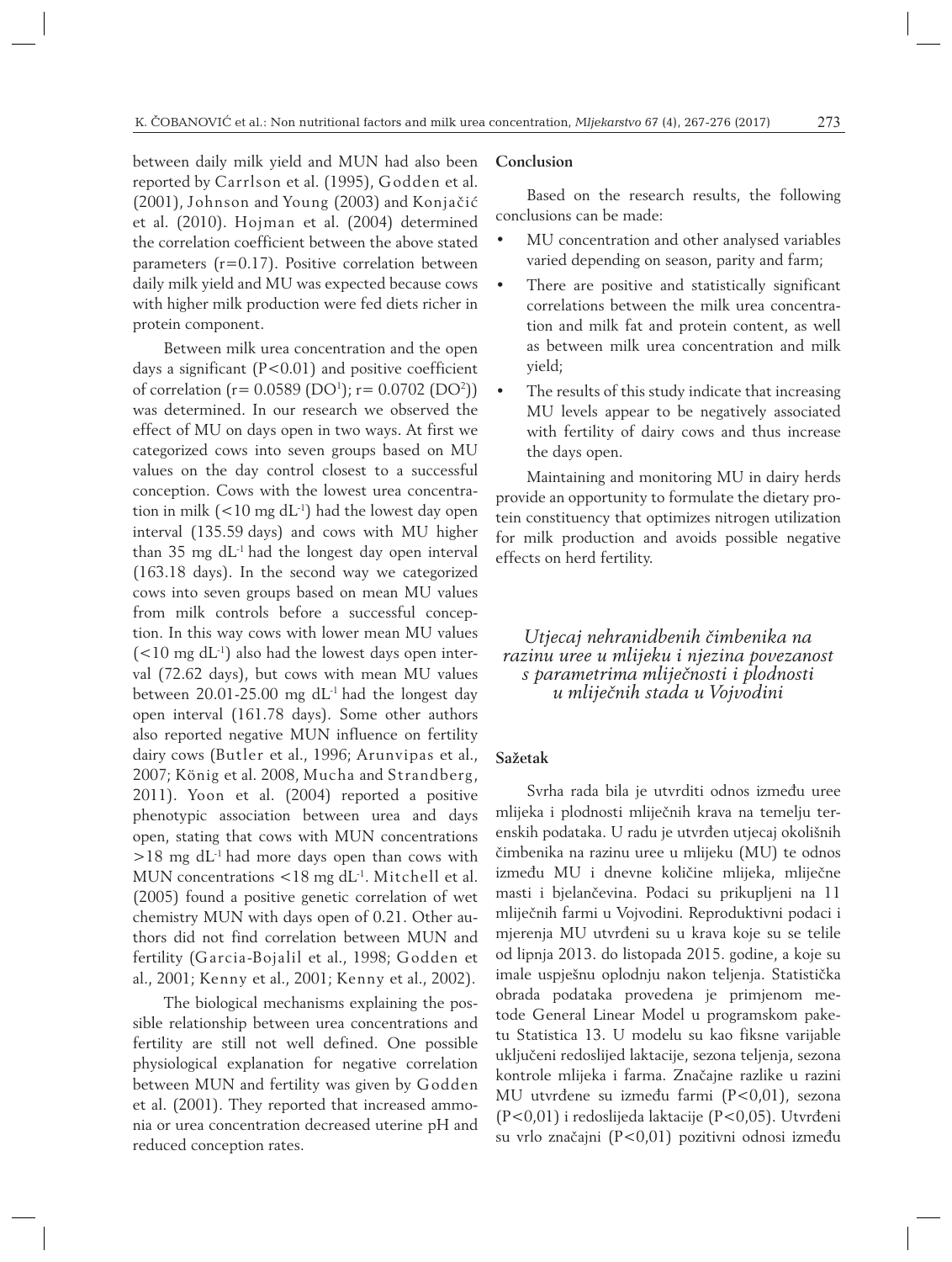between daily milk yield and MUN had also been reported by Carrlson et al. (1995), Godden et al. (2001), Johnson and Young (2003) and Konjačić et al. (2010). Hojman et al. (2004) determined the correlation coefficient between the above stated parameters (r=0.17). Positive correlation between daily milk yield and MU was expected because cows with higher milk production were fed diets richer in protein component.

Between milk urea concentration and the open days a significant ($P<0.01$) and positive coefficient of correlation ($r= 0.0589$ ($DO^1$); $r= 0.0702$ ($DO^2$)) was determined. In our research we observed the effect of MU on days open in two ways. At first we categorized cows into seven groups based on MU values on the day control closest to a successful conception. Cows with the lowest urea concentration in milk (<10 mg $dL^{-1}$) had the lowest day open interval (135.59 days) and cows with MU higher than 35 mg $dL^{-1}$ had the longest day open interval (163.18 days). In the second way we categorized cows into seven groups based on mean MU values from milk controls before a successful conception. In this way cows with lower mean MU values (<10 mg $dL^{-1}$) also had the lowest days open interval (72.62 days), but cows with mean MU values between 20.01-25.00 mg $dL^{-1}$ had the longest day open interval (161.78 days). Some other authors also reported negative MUN influence on fertility dairy cows (Butler et al., 1996; Arunvipas et al., 2007; König et al. 2008, Mucha and Strandberg, 2011). Yoon et al. (2004) reported a positive phenotypic association between urea and days open, stating that cows with MUN concentrations >18 mg $dL^{-1}$ had more days open than cows with MUN concentrations <18 mg $dL^{-1}$. Mitchell et al. (2005) found a positive genetic correlation of wet chemistry MUN with days open of 0.21. Other authors did not find correlation between MUN and fertility (Garcia-Bojalil et al., 1998; Godden et al., 2001; Kenny et al., 2001; Kenny et al., 2002).

The biological mechanisms explaining the possible relationship between urea concentrations and fertility are still not well defined. One possible physiological explanation for negative correlation between MUN and fertility was given by Godden et al. (2001). They reported that increased ammonia or urea concentration decreased uterine pH and reduced conception rates.

## Conclusion

Based on the research results, the following conclusions can be made:

- MU concentration and other analysed variables varied depending on season, parity and farm;
- There are positive and statistically significant correlations between the milk urea concentration and milk fat and protein content, as well as between milk urea concentration and milk yield;
- The results of this study indicate that increasing MU levels appear to be negatively associated with fertility of dairy cows and thus increase the days open.

Maintaining and monitoring MU in dairy herds provide an opportunity to formulate the dietary protein constituency that optimizes nitrogen utilization for milk production and avoids possible negative effects on herd fertility.

## *Utjecaj nehranidbenih čimbenika na razinu uree u mlijeku i njezina povezanost s parametrima mliječnosti i plodnosti u mliječnih stada u Vojvodini*

### Sažetak

Svrha rada bila je utvrditi odnos između uree mlijeka i plodnosti mliječnih krava na temelju terenskih podataka. U radu je utvrđen utjecaj okolišnih čimbenika na razinu uree u mlijeku (MU) te odnos između MU i dnevne količine mlijeka, mliječne masti i bjelančevina. Podaci su prikupljeni na 11 mliječnih farmi u Vojvodini. Reproduktivni podaci i mjerenja MU utvrđeni su u krava koje su se telile od lipnja 2013. do listopada 2015. godine, a koje su imale uspješnu oplodnju nakon teljenja. Statistička obrada podataka provedena je primjenom metode General Linear Model u programskom paketu Statistica 13. U modelu su kao fiksne varijable uključeni redoslijed laktacije, sezona teljenja, sezona kontrole mlijeka i farma. Značajne razlike u razini MU utvrđene su između farmi ($P<0{,}01$), sezona ($P<0{,}01$) i redoslijeda laktacije ($P<0{,}05$). Utvrđeni su vrlo značajni ($P<0{,}01$) pozitivni odnosi između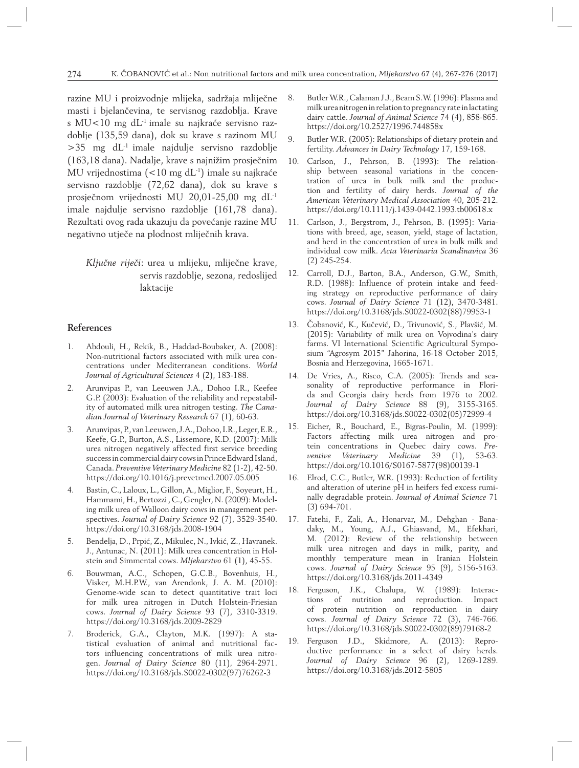razine MU i proizvodnje mlijeka, sadržaja mliječne masti i bjelančevina, te servisnog razdoblja. Krave s MU<10 mg $dL^{-1}$ imale su najkraće servisno razdoblje (135,59 dana), dok su krave s razinom MU >35 mg $dL^{-1}$ imale najdulje servisno razdoblje (163,18 dana). Nadalje, krave s najnižim prosječnim MU vrijednostima (<10 mg $dL^{-1}$) imale su najkraće servisno razdoblje (72,62 dana), dok su krave s prosječnom vrijednosti MU 20,01-25,00 mg $dL^{-1}$ imale najdulje servisno razdoblje (161,78 dana). Rezultati ovog rada ukazuju da povećanje razine MU negativno utječe na plodnost mliječnih krava.

*Ključne riječi*: urea u mlijeku, mliječne krave, servis razdoblje, sezona, redoslijed laktacije

## References

1. Abdouli, H., Rekik, B., Haddad-Boubaker, A. (2008): Non-nutritional factors associated with milk urea concentrations under Mediterranean conditions. *World Journal of Agricultural Sciences* 4 (2), 183-188.
2. Arunvipas P., van Leeuwen J.A., Dohoo I.R., Keefee G.P. (2003): Evaluation of the reliability and repeatability of automated milk urea nitrogen testing. *The Canadian Journal of Veterinary Research* 67 (1), 60-63.
3. Arunvipas, P., van Leeuwen, J.A., Dohoo, I.R., Leger, E.R., Keefe, G.P., Burton, A.S., Lissemore, K.D. (2007): Milk urea nitrogen negatively affected first service breeding success in commercial dairy cows in Prince Edward Island, Canada. *Preventive Veterinary Medicine* 82 (1-2), 42-50. https://doi.org/10.1016/j.prevetmed.2007.05.005
4. Bastin, C., Laloux, L., Gillon, A., Miglior, F., Soyeurt, H., Hammami, H., Bertozzi , C., Gengler, N. (2009): Modeling milk urea of Walloon dairy cows in management perspectives. *Journal of Dairy Science* 92 (7), 3529-3540. https://doi.org/10.3168/jds.2008-1904
5. Bendelja, D., Prpić, Z., Mikulec, N., Ivkić, Z., Havranek. J., Antunac, N. (2011): Milk urea concentration in Holstein and Simmental cows. *Mljekarstvo* 61 (1), 45-55.
6. Bouwman, A.C., Schopen, G.C.B., Bovenhuis, H., Visker, M.H.P.W., van Arendonk, J. A. M. (2010): Genome-wide scan to detect quantitative trait loci for milk urea nitrogen in Dutch Holstein-Friesian cows. *Journal of Dairy Science* 93 (7), 3310-3319. https://doi.org/10.3168/jds.2009-2829
7. Broderick, G.A., Clayton, M.K. (1997): A statistical evaluation of animal and nutritional factors influencing concentrations of milk urea nitrogen. *Journal of Dairy Science* 80 (11), 2964-2971. https://doi.org/10.3168/jds.S0022-0302(97)76262-3
8. Butler W.R., Calaman J.J., Beam S.W. (1996): Plasma and milk urea nitrogen in relation to pregnancy rate in lactating dairy cattle. *Journal of Animal Science* 74 (4), 858-865. https://doi.org/10.2527/1996.744858x
9. Butler W.R. (2005): Relationships of dietary protein and fertility. *Advances in Dairy Technology* 17, 159-168.
10. Carlson, J., Pehrson, B. (1993): The relationship between seasonal variations in the concentration of urea in bulk milk and the production and fertility of dairy herds. *Journal of the American Veterinary Medical Association* 40, 205-212. https://doi.org/10.1111/j.1439-0442.1993.tb00618.x
11. Carlson, J., Bergstrom, J., Pehrson, B. (1995): Variations with breed, age, season, yield, stage of lactation, and herd in the concentration of urea in bulk milk and individual cow milk. *Acta Veterinaria Scandinavica* 36 (2) 245-254.
12. Carroll, D.J., Barton, B.A., Anderson, G.W., Smith, R.D. (1988): Influence of protein intake and feeding strategy on reproductive performance of dairy cows. *Journal of Dairy Science* 71 (12), 3470-3481. https://doi.org/10.3168/jds.S0022-0302(88)79953-1
13. Čobanović, K., Kučević, D., Trivunović, S., Plavšić, M. (2015): Variability of milk urea on Vojvodina's dairy farms. VI International Scientific Agricultural Symposium "Agrosym 2015" Jahorina, 16-18 October 2015, Bosnia and Herzegovina, 1665-1671.
14. De Vries, A., Risco, C.A. (2005): Trends and seasonality of reproductive performance in Florida and Georgia dairy herds from 1976 to 2002. *Journal of Dairy Science* 88 (9), 3155-3165. https://doi.org/10.3168/jds.S0022-0302(05)72999-4
15. Eicher, R., Bouchard, E., Bigras-Poulin, M. (1999): Factors affecting milk urea nitrogen and protein concentrations in Quebec dairy cows. *Preventive Veterinary Medicine* 39 (1), 53-63. https://doi.org/10.1016/S0167-5877(98)00139-1
16. Elrod, C.C., Butler, W.R. (1993): Reduction of fertility and alteration of uterine pH in heifers fed excess ruminally degradable protein. *Journal of Animal Science* 71 (3) 694-701.
17. Fatehi, F., Zali, A., Honarvar, M., Dehghan - Banadaky, M., Young, A.J., Ghiasvand, M., Efekhari, M. (2012): Review of the relationship between milk urea nitrogen and days in milk, parity, and monthly temperature mean in Iranian Holstein cows. *Journal of Dairy Science* 95 (9), 5156-5163. https://doi.org/10.3168/jds.2011-4349
18. Ferguson, J.K., Chalupa, W. (1989): Interactions of nutrition and reproduction. Impact of protein nutrition on reproduction in dairy cows. *Journal of Dairy Science* 72 (3), 746-766. https://doi.org/10.3168/jds.S0022-0302(89)79168-2
19. Ferguson J.D., Skidmore, A. (2013): Reproductive performance in a select of dairy herds. *Journal of Dairy Science* 96 (2), 1269-1289. https://doi.org/10.3168/jds.2012-5805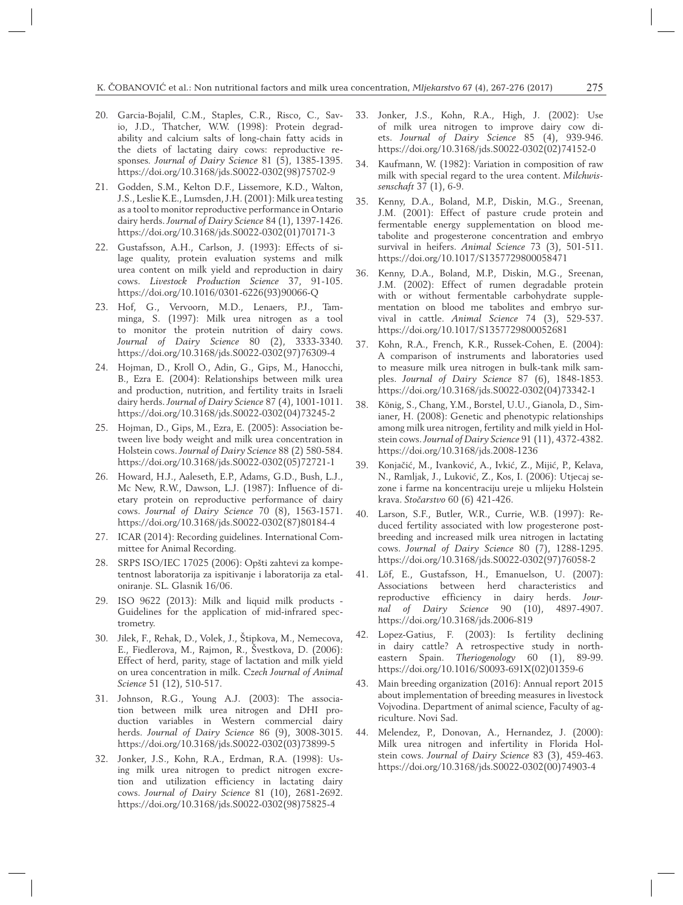20. Garcia-Bojalil, C.M., Staples, C.R., Risco, C., Savio, J.D., Thatcher, W.W. (1998): Protein degradability and calcium salts of long-chain fatty acids in the diets of lactating dairy cows: reproductive responses. *Journal of Dairy Science* 81 (5), 1385-1395. https://doi.org/10.3168/jds.S0022-0302(98)75702-9
21. Godden, S.M., Kelton D.F., Lissemore, K.D., Walton, J.S., Leslie K.E., Lumsden, J.H. (2001): Milk urea testing as a tool to monitor reproductive performance in Ontario dairy herds. *Journal of Dairy Science* 84 (1), 1397-1426. https://doi.org/10.3168/jds.S0022-0302(01)70171-3
22. Gustafsson, A.H., Carlson, J. (1993): Effects of silage quality, protein evaluation systems and milk urea content on milk yield and reproduction in dairy cows. *Livestock Production Science* 37, 91-105. https://doi.org/10.1016/0301-6226(93)90066-Q
23. Hof, G., Vervoorn, M.D., Lenaers, P.J., Tamminga, S. (1997): Milk urea nitrogen as a tool to monitor the protein nutrition of dairy cows. *Journal of Dairy Science* 80 (2), 3333-3340. https://doi.org/10.3168/jds.S0022-0302(97)76309-4
24. Hojman, D., Kroll O., Adin, G., Gips, M., Hanocchi, B., Ezra E. (2004): Relationships between milk urea and production, nutrition, and fertility traits in Israeli dairy herds. *Journal of Dairy Science* 87 (4), 1001-1011. https://doi.org/10.3168/jds.S0022-0302(04)73245-2
25. Hojman, D., Gips, M., Ezra, E. (2005): Association between live body weight and milk urea concentration in Holstein cows. *Journal of Dairy Science* 88 (2) 580-584. https://doi.org/10.3168/jds.S0022-0302(05)72721-1
26. Howard, H.J., Aaleseth, E.P., Adams, G.D., Bush, L.J., Mc New, R.W., Dawson, L.J. (1987): Influence of dietary protein on reproductive performance of dairy cows. *Journal of Dairy Science* 70 (8), 1563-1571. https://doi.org/10.3168/jds.S0022-0302(87)80184-4
27. ICAR (2014): Recording guidelines. International Committee for Animal Recording.
28. SRPS ISO/IEC 17025 (2006): Opšti zahtevi za kompetentnost laboratorija za ispitivanje i laboratorija za etaloniranje. SL. Glasnik 16/06.
29. ISO 9622 (2013): Milk and liquid milk products - Guidelines for the application of mid-infrared spectrometry.
30. Jilek, F., Rehak, D., Volek, J., Štipkova, M., Nemecova, E., Fiedlerova, M., Rajmon, R., Švestkova, D. (2006): Effect of herd, parity, stage of lactation and milk yield on urea concentration in milk. *Czech Journal of Animal Science* 51 (12), 510-517.
31. Johnson, R.G., Young A.J. (2003): The association between milk urea nitrogen and DHI production variables in Western commercial dairy herds. *Journal of Dairy Science* 86 (9), 3008-3015. https://doi.org/10.3168/jds.S0022-0302(03)73899-5
32. Jonker, J.S., Kohn, R.A., Erdman, R.A. (1998): Using milk urea nitrogen to predict nitrogen excretion and utilization efficiency in lactating dairy cows. *Journal of Dairy Science* 81 (10), 2681-2692. https://doi.org/10.3168/jds.S0022-0302(98)75825-4
33. Jonker, J.S., Kohn, R.A., High, J. (2002): Use of milk urea nitrogen to improve dairy cow diets. *Journal of Dairy Science* 85 (4), 939-946. https://doi.org/10.3168/jds.S0022-0302(02)74152-0
34. Kaufmann, W. (1982): Variation in composition of raw milk with special regard to the urea content. *Milchwissenschaft* 37 (1), 6-9.
35. Kenny, D.A., Boland, M.P., Diskin, M.G., Sreenan, J.M. (2001): Effect of pasture crude protein and fermentable energy supplementation on blood metabolite and progesterone concentration and embryo survival in heifers. *Animal Science* 73 (3), 501-511. https://doi.org/10.1017/S1357729800058471
36. Kenny, D.A., Boland, M.P., Diskin, M.G., Sreenan, J.M. (2002): Effect of rumen degradable protein with or without fermentable carbohydrate supplementation on blood me tabolites and embryo survival in cattle. *Animal Science* 74 (3), 529-537. https://doi.org/10.1017/S1357729800052681
37. Kohn, R.A., French, K.R., Russek-Cohen, E. (2004): A comparison of instruments and laboratories used to measure milk urea nitrogen in bulk-tank milk samples. *Journal of Dairy Science* 87 (6), 1848-1853. https://doi.org/10.3168/jds.S0022-0302(04)73342-1
38. König, S., Chang, Y.M., Borstel, U.U., Gianola, D., Simianer, H. (2008): Genetic and phenotypic relationships among milk urea nitrogen, fertility and milk yield in Holstein cows. *Journal of Dairy Science* 91 (11), 4372-4382. https://doi.org/10.3168/jds.2008-1236
39. Konjačić, M., Ivanković, A., Ivkić, Z., Mijić, P., Kelava, N., Ramljak, J., Luković, Z., Kos, I. (2006): Utjecaj sezone i farme na koncentraciju ureje u mlijeku Holstein krava. *Stočarstvo* 60 (6) 421-426.
40. Larson, S.F., Butler, W.R., Currie, W.B. (1997): Reduced fertility associated with low progesterone postbreeding and increased milk urea nitrogen in lactating cows. *Journal of Dairy Science* 80 (7), 1288-1295. https://doi.org/10.3168/jds.S0022-0302(97)76058-2
41. Löf, E., Gustafsson, H., Emanuelson, U. (2007): Associations between herd characteristics and reproductive efficiency in dairy herds. *Journal of Dairy Science* 90 (10), 4897-4907. https://doi.org/10.3168/jds.2006-819
42. Lopez-Gatius, F. (2003): Is fertility declining in dairy cattle? A retrospective study in northeastern Spain. *Theriogenology* 60 (1), 89-99. https://doi.org/10.1016/S0093-691X(02)01359-6
43. Main breeding organization (2016): Annual report 2015 about implementation of breeding measures in livestock Vojvodina. Department of animal science, Faculty of agriculture. Novi Sad.
44. Melendez, P., Donovan, A., Hernandez, J. (2000): Milk urea nitrogen and infertility in Florida Holstein cows. *Journal of Dairy Science* 83 (3), 459-463. https://doi.org/10.3168/jds.S0022-0302(00)74903-4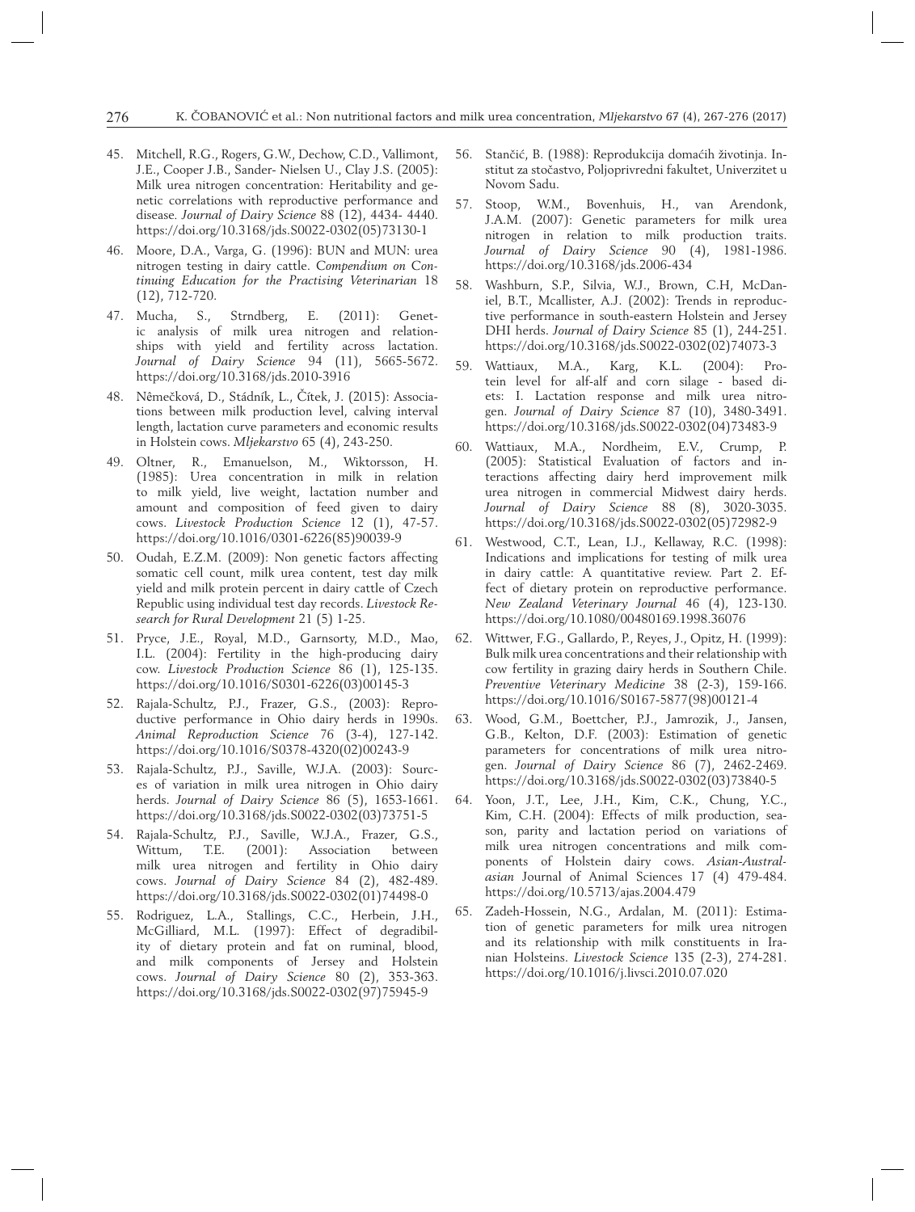45. Mitchell, R.G., Rogers, G.W., Dechow, C.D., Vallimont, J.E., Cooper J.B., Sander- Nielsen U., Clay J.S. (2005): Milk urea nitrogen concentration: Heritability and genetic correlations with reproductive performance and disease. *Journal of Dairy Science* 88 (12), 4434- 4440. https://doi.org/10.3168/jds.S0022-0302(05)73130-1

46. Moore, D.A., Varga, G. (1996): BUN and MUN: urea nitrogen testing in dairy cattle. *Compendium on Continuing Education for the Practising Veterinarian* 18 (12), 712-720.

47. Mucha, S., Strndberg, E. (2011): Genetic analysis of milk urea nitrogen and relationships with yield and fertility across lactation. *Journal of Dairy Science* 94 (11), 5665-5672. https://doi.org/10.3168/jds.2010-3916

48. Němečková, D., Stádník, L., Čítek, J. (2015): Associations between milk production level, calving interval length, lactation curve parameters and economic results in Holstein cows. *Mljekarstvo* 65 (4), 243-250.

49. Oltner, R., Emanuelson, M., Wiktorsson, H. (1985): Urea concentration in milk in relation to milk yield, live weight, lactation number and amount and composition of feed given to dairy cows. *Livestock Production Science* 12 (1), 47-57. https://doi.org/10.1016/0301-6226(85)90039-9

50. Oudah, E.Z.M. (2009): Non genetic factors affecting somatic cell count, milk urea content, test day milk yield and milk protein percent in dairy cattle of Czech Republic using individual test day records. *Livestock Research for Rural Development* 21 (5) 1-25.

51. Pryce, J.E., Royal, M.D., Garnsorty, M.D., Mao, I.L. (2004): Fertility in the high-producing dairy cow. *Livestock Production Science* 86 (1), 125-135. https://doi.org/10.1016/S0301-6226(03)00145-3

52. Rajala-Schultz, P.J., Frazer, G.S., (2003): Reproductive performance in Ohio dairy herds in 1990s. *Animal Reproduction Science* 76 (3-4), 127-142. https://doi.org/10.1016/S0378-4320(02)00243-9

53. Rajala-Schultz, P.J., Saville, W.J.A. (2003): Sources of variation in milk urea nitrogen in Ohio dairy herds. *Journal of Dairy Science* 86 (5), 1653-1661. https://doi.org/10.3168/jds.S0022-0302(03)73751-5

54. Rajala-Schultz, P.J., Saville, W.J.A., Frazer, G.S., Wittum, T.E. (2001): Association between milk urea nitrogen and fertility in Ohio dairy cows. *Journal of Dairy Science* 84 (2), 482-489. https://doi.org/10.3168/jds.S0022-0302(01)74498-0

55. Rodriguez, L.A., Stallings, C.C., Herbein, J.H., McGilliard, M.L. (1997): Effect of degradibility of dietary protein and fat on ruminal, blood, and milk components of Jersey and Holstein cows. *Journal of Dairy Science* 80 (2), 353-363. https://doi.org/10.3168/jds.S0022-0302(97)75945-9

56. Stančić, B. (1988): Reprodukcija domaćih životinja. Institut za stočastvo, Poljoprivredni fakultet, Univerzitet u Novom Sadu.

57. Stoop, W.M., Bovenhuis, H., van Arendonk, J.A.M. (2007): Genetic parameters for milk urea nitrogen in relation to milk production traits. *Journal of Dairy Science* 90 (4), 1981-1986. https://doi.org/10.3168/jds.2006-434

58. Washburn, S.P., Silvia, W.J., Brown, C.H, McDaniel, B.T., Mcallister, A.J. (2002): Trends in reproductive performance in south-eastern Holstein and Jersey DHI herds. *Journal of Dairy Science* 85 (1), 244-251. https://doi.org/10.3168/jds.S0022-0302(02)74073-3

59. Wattiaux, M.A., Karg, K.L. (2004): Protein level for alf-alf and corn silage - based diets: I. Lactation response and milk urea nitrogen. *Journal of Dairy Science* 87 (10), 3480-3491. https://doi.org/10.3168/jds.S0022-0302(04)73483-9

60. Wattiaux, M.A., Nordheim, E.V., Crump, P. (2005): Statistical Evaluation of factors and interactions affecting dairy herd improvement milk urea nitrogen in commercial Midwest dairy herds. *Journal of Dairy Science* 88 (8), 3020-3035. https://doi.org/10.3168/jds.S0022-0302(05)72982-9

61. Westwood, C.T., Lean, I.J., Kellaway, R.C. (1998): Indications and implications for testing of milk urea in dairy cattle: A quantitative review. Part 2. Effect of dietary protein on reproductive performance. *New Zealand Veterinary Journal* 46 (4), 123-130. https://doi.org/10.1080/00480169.1998.36076

62. Wittwer, F.G., Gallardo, P., Reyes, J., Opitz, H. (1999): Bulk milk urea concentrations and their relationship with cow fertility in grazing dairy herds in Southern Chile. *Preventive Veterinary Medicine* 38 (2-3), 159-166. https://doi.org/10.1016/S0167-5877(98)00121-4

63. Wood, G.M., Boettcher, P.J., Jamrozik, J., Jansen, G.B., Kelton, D.F. (2003): Estimation of genetic parameters for concentrations of milk urea nitrogen. *Journal of Dairy Science* 86 (7), 2462-2469. https://doi.org/10.3168/jds.S0022-0302(03)73840-5

64. Yoon, J.T., Lee, J.H., Kim, C.K., Chung, Y.C., Kim, C.H. (2004): Effects of milk production, season, parity and lactation period on variations of milk urea nitrogen concentrations and milk components of Holstein dairy cows. *Asian-Australasian* Journal of Animal Sciences 17 (4) 479-484. https://doi.org/10.5713/ajas.2004.479

65. Zadeh-Hossein, N.G., Ardalan, M. (2011): Estimation of genetic parameters for milk urea nitrogen and its relationship with milk constituents in Iranian Holsteins. *Livestock Science* 135 (2-3), 274-281. https://doi.org/10.1016/j.livsci.2010.07.020